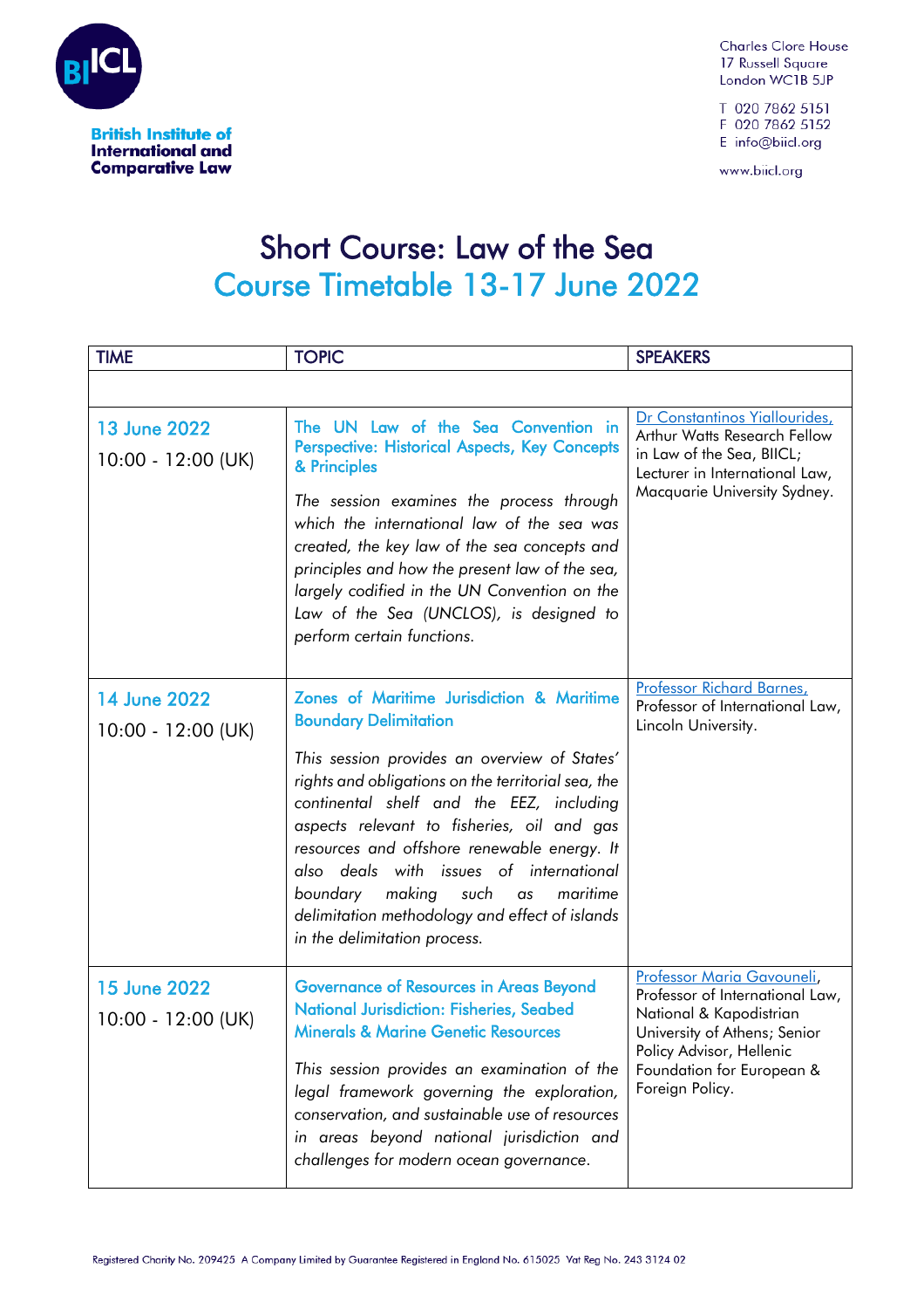British Institute of International and Comparative Law

Charles Clore House
17 Russell Square
London WC1B 5JP

T 020 7862 5151
F 020 7862 5152
E info@biicl.org

www.biicl.org

# Short Course: Law of the Sea
## Course Timetable 13-17 June 2022

| TIME | TOPIC | SPEAKERS |
|---|---|---|
| | | |
| 13 June 2022<br>10:00 - 12:00 (UK) | **The UN Law of the Sea Convention in Perspective: Historical Aspects, Key Concepts & Principles**<br>*The session examines the process through which the international law of the sea was created, the key law of the sea concepts and principles and how the present law of the sea, largely codified in the UN Convention on the Law of the Sea (UNCLOS), is designed to perform certain functions.* | Dr Constantinos Yiallourides, Arthur Watts Research Fellow in Law of the Sea, BIICL; Lecturer in International Law, Macquarie University Sydney. |
| 14 June 2022<br>10:00 - 12:00 (UK) | **Zones of Maritime Jurisdiction & Maritime Boundary Delimitation**<br>*This session provides an overview of States' rights and obligations on the territorial sea, the continental shelf and the EEZ, including aspects relevant to fisheries, oil and gas resources and offshore renewable energy. It also deals with issues of international boundary making such as maritime delimitation methodology and effect of islands in the delimitation process.* | Professor Richard Barnes, Professor of International Law, Lincoln University. |
| 15 June 2022<br>10:00 - 12:00 (UK) | **Governance of Resources in Areas Beyond National Jurisdiction: Fisheries, Seabed Minerals & Marine Genetic Resources**<br>*This session provides an examination of the legal framework governing the exploration, conservation, and sustainable use of resources in areas beyond national jurisdiction and challenges for modern ocean governance.* | Professor Maria Gavouneli, Professor of International Law, National & Kapodistrian University of Athens; Senior Policy Advisor, Hellenic Foundation for European & Foreign Policy. |

Registered Charity No. 209425 A Company Limited by Guarantee Registered in England No. 615025 Vat Reg No. 243 3124 02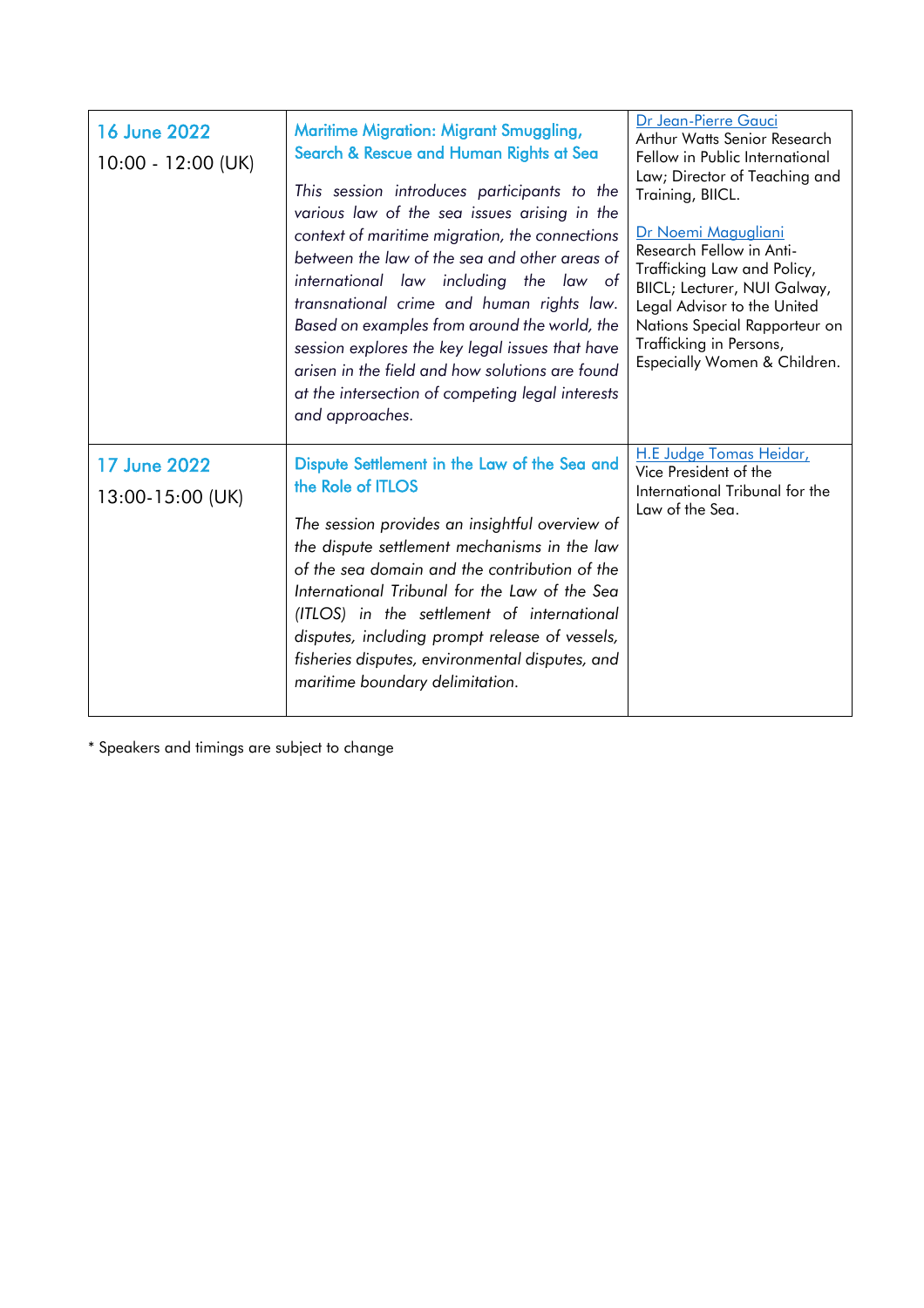| | | |
|---|---|---|
| **16 June 2022**<br>10:00 - 12:00 (UK) | **Maritime Migration: Migrant Smuggling, Search & Rescue and Human Rights at Sea**<br><br>*This session introduces participants to the various law of the sea issues arising in the context of maritime migration, the connections between the law of the sea and other areas of international law including the law of transnational crime and human rights law. Based on examples from around the world, the session explores the key legal issues that have arisen in the field and how solutions are found at the intersection of competing legal interests and approaches.* | Dr Jean-Pierre Gauci<br>Arthur Watts Senior Research Fellow in Public International Law; Director of Teaching and Training, BIICL.<br><br>Dr Noemi Magugliani<br>Research Fellow in Anti-Trafficking Law and Policy, BIICL; Lecturer, NUI Galway, Legal Advisor to the United Nations Special Rapporteur on Trafficking in Persons, Especially Women & Children. |
| **17 June 2022**<br>13:00-15:00 (UK) | **Dispute Settlement in the Law of the Sea and the Role of ITLOS**<br><br>*The session provides an insightful overview of the dispute settlement mechanisms in the law of the sea domain and the contribution of the International Tribunal for the Law of the Sea (ITLOS) in the settlement of international disputes, including prompt release of vessels, fisheries disputes, environmental disputes, and maritime boundary delimitation.* | H.E Judge Tomas Heidar,<br>Vice President of the International Tribunal for the Law of the Sea. |

* Speakers and timings are subject to change